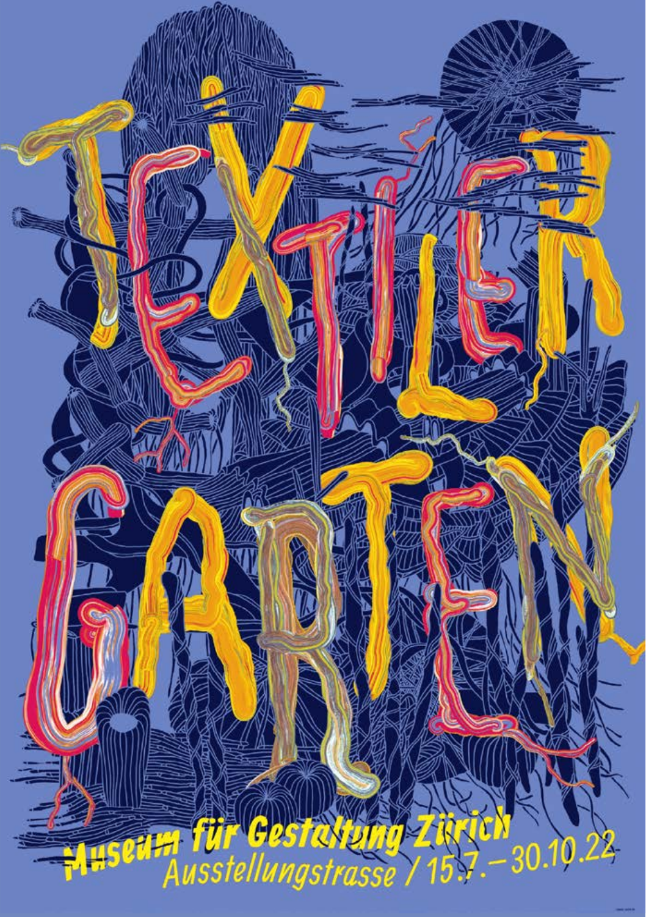# TEXTILER GARTEN

**Museum für Gestaltung Zürich**
Ausstellungstrasse / 15.7.–30.10.22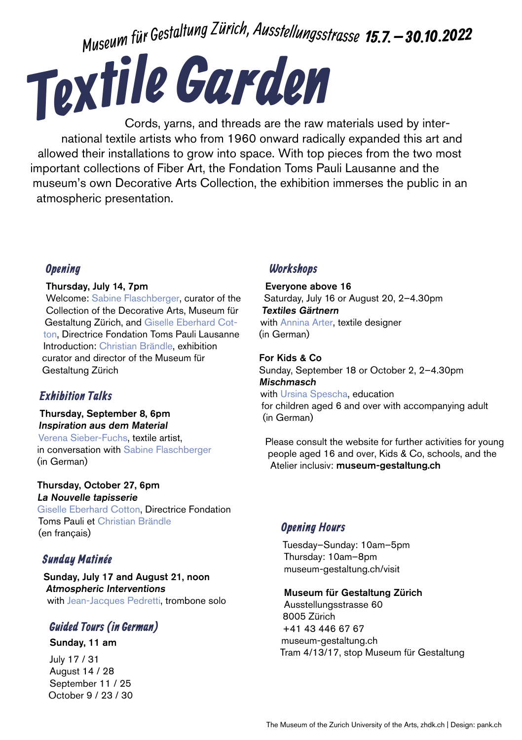Museum für Gestaltung Zürich, Ausstellungsstrasse **15.7. – 30.10.2022**

# Textile Garden

Cords, yarns, and threads are the raw materials used by international textile artists who from 1960 onward radically expanded this art and allowed their installations to grow into space. With top pieces from the two most important collections of Fiber Art, the Fondation Toms Pauli Lausanne and the museum's own Decorative Arts Collection, the exhibition immerses the public in an atmospheric presentation.

## Opening

**Thursday, July 14, 7pm**
Welcome: Sabine Flaschberger, curator of the Collection of the Decorative Arts, Museum für Gestaltung Zürich, and Giselle Eberhard Cotton, Directrice Fondation Toms Pauli Lausanne
Introduction: Christian Brändle, exhibition curator and director of the Museum für Gestaltung Zürich

## Exhibition Talks

**Thursday, September 8, 6pm**
***Inspiration aus dem Material***
Verena Sieber-Fuchs, textile artist, in conversation with Sabine Flaschberger
(in German)

**Thursday, October 27, 6pm**
***La Nouvelle tapisserie***
Giselle Eberhard Cotton, Directrice Fondation Toms Pauli et Christian Brändle
(en français)

## Sunday Matinée

**Sunday, July 17 and August 21, noon**
***Atmospheric Interventions***
with Jean-Jacques Pedretti, trombone solo

## Guided Tours (in German)

**Sunday, 11 am**

July 17 / 31
August 14 / 28
September 11 / 25
October 9 / 23 / 30

## Workshops

**Everyone above 16**
Saturday, July 16 or August 20, 2–4.30pm
***Textiles Gärtnern***
with Annina Arter, textile designer
(in German)

**For Kids & Co**
Sunday, September 18 or October 2, 2–4.30pm
***Mischmasch***
with Ursina Spescha, education
for children aged 6 and over with accompanying adult
(in German)

Please consult the website for further activities for young people aged 16 and over, Kids & Co, schools, and the Atelier inclusiv: **museum-gestaltung.ch**

## Opening Hours

Tuesday–Sunday: 10am–5pm
Thursday: 10am–8pm
museum-gestaltung.ch/visit

**Museum für Gestaltung Zürich**
Ausstellungsstrasse 60
8005 Zürich
+41 43 446 67 67
museum-gestaltung.ch
Tram 4/13/17, stop Museum für Gestaltung

The Museum of the Zurich University of the Arts, zhdk.ch | Design: pank.ch